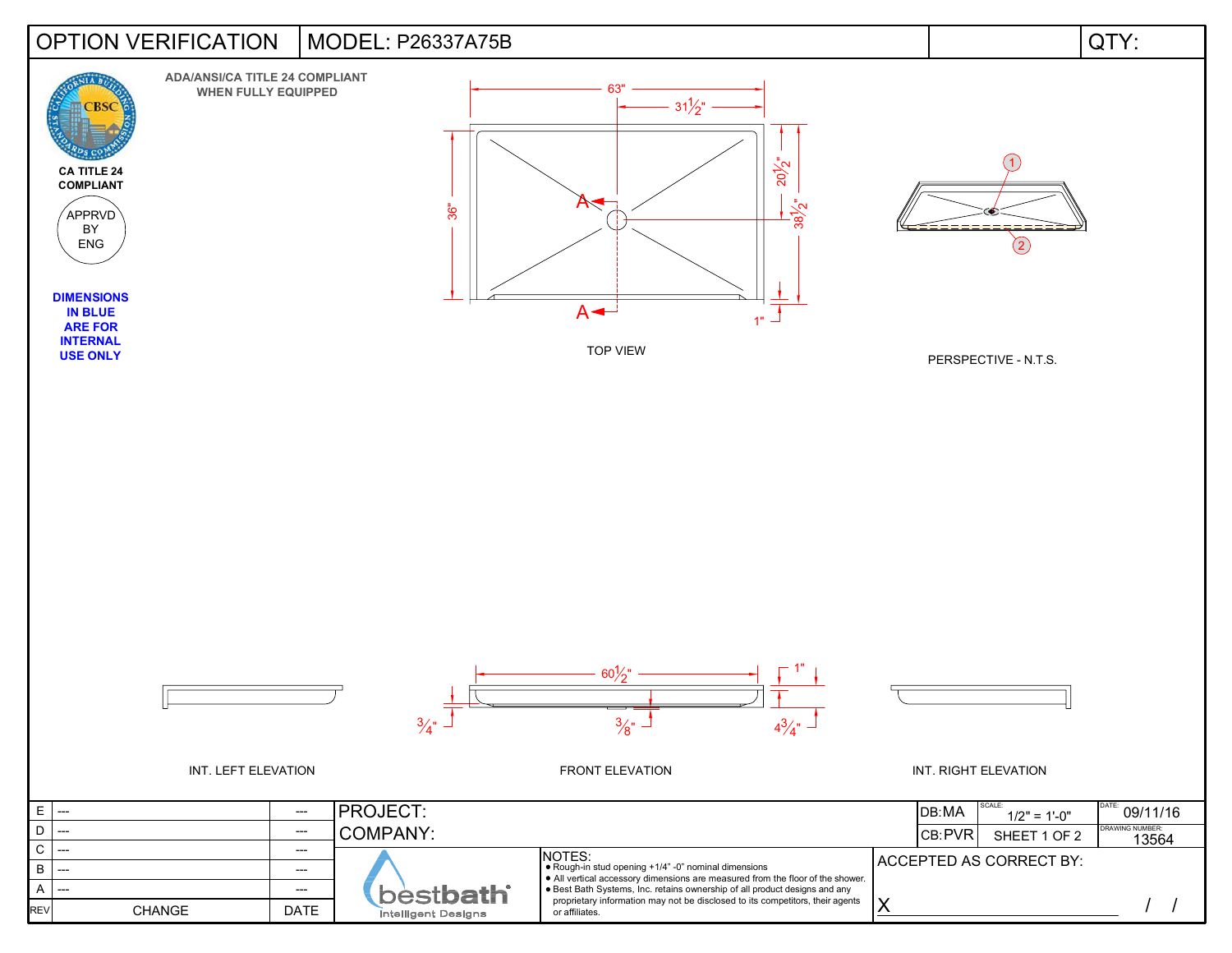# OPTION VERIFICATION | MODEL: P26337A75B | QTY:

ADA/ANSI/CA TITLE 24 COMPLIANT WHEN FULLY EQUIPPED

CA TITLE 24 COMPLIANT

APPRVD BY ENG

**DIMENSIONS IN BLUE ARE FOR INTERNAL USE ONLY**

63"
31½"
36"
20½"
38½"
1"
A
A

TOP VIEW

1
2

PERSPECTIVE - N.T.S.

60½"
1"
¾"
⅜"
4¾"

INT. LEFT ELEVATION

FRONT ELEVATION

INT. RIGHT ELEVATION

| REV | CHANGE | DATE |
|---|---|---|
| E | --- | --- |
| D | --- | --- |
| C | --- | --- |
| B | --- | --- |
| A | --- | --- |

PROJECT:

COMPANY:

DB:MA | SCALE: 1/2" = 1'-0" | DATE: 09/11/16

CB:PVR | SHEET 1 OF 2 | DRAWING NUMBER: 13564

bestbath Intelligent Designs

NOTES:
- Rough-in stud opening +1/4" -0" nominal dimensions
- All vertical accessory dimensions are measured from the floor of the shower.
- Best Bath Systems, Inc. retains ownership of all product designs and any proprietary information may not be disclosed to its competitors, their agents or affiliates.

ACCEPTED AS CORRECT BY:

X ______________________ / /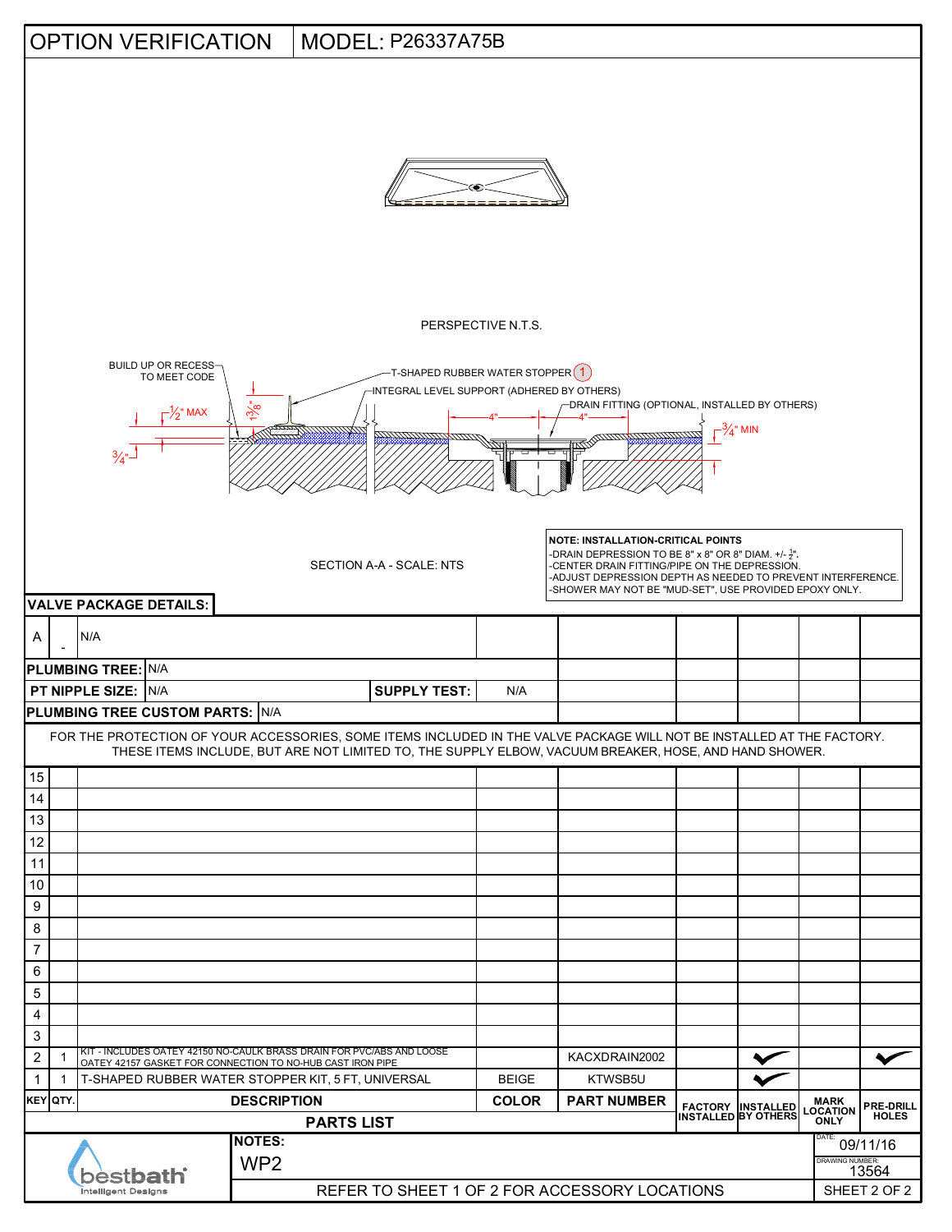# OPTION VERIFICATION

## MODEL: P26337A75B

PERSPECTIVE N.T.S.

BUILD UP OR RECESS TO MEET CODE

T-SHAPED RUBBER WATER STOPPER (1)

INTEGRAL LEVEL SUPPORT (ADHERED BY OTHERS)

DRAIN FITTING (OPTIONAL, INSTALLED BY OTHERS)

$\frac{1}{2}$" MAX

$1\frac{3}{8}$"

4"

4"

$\frac{3}{4}$" MIN

$\frac{3}{4}$"

SECTION A-A - SCALE: NTS

**NOTE: INSTALLATION-CRITICAL POINTS**
- -DRAIN DEPRESSION TO BE 8" x 8" OR 8" DIAM. +/- $\frac{1}{2}$".
- -CENTER DRAIN FITTING/PIPE ON THE DEPRESSION.
- -ADJUST DEPRESSION DEPTH AS NEEDED TO PREVENT INTERFERENCE.
- -SHOWER MAY NOT BE "MUD-SET", USE PROVIDED EPOXY ONLY.

**VALVE PACKAGE DETAILS:**

A - N/A

**PLUMBING TREE:** N/A

**PT NIPPLE SIZE:** N/A **SUPPLY TEST:** N/A

**PLUMBING TREE CUSTOM PARTS:** N/A

FOR THE PROTECTION OF YOUR ACCESSORIES, SOME ITEMS INCLUDED IN THE VALVE PACKAGE WILL NOT BE INSTALLED AT THE FACTORY. THESE ITEMS INCLUDE, BUT ARE NOT LIMITED TO, THE SUPPLY ELBOW, VACUUM BREAKER, HOSE, AND HAND SHOWER.

| KEY | QTY. | DESCRIPTION | COLOR | PART NUMBER | FACTORY INSTALLED | INSTALLED BY OTHERS | MARK LOCATION ONLY | PRE-DRILL HOLES |
|---|---|---|---|---|---|---|---|---|
| 15 | | | | | | | | |
| 14 | | | | | | | | |
| 13 | | | | | | | | |
| 12 | | | | | | | | |
| 11 | | | | | | | | |
| 10 | | | | | | | | |
| 9 | | | | | | | | |
| 8 | | | | | | | | |
| 7 | | | | | | | | |
| 6 | | | | | | | | |
| 5 | | | | | | | | |
| 4 | | | | | | | | |
| 3 | | | | | | | | |
| 2 | 1 | KIT - INCLUDES OATEY 42150 NO-CAULK BRASS DRAIN FOR PVC/ABS AND LOOSE OATEY 42157 GASKET FOR CONNECTION TO NO-HUB CAST IRON PIPE | | KACXDRAIN2002 | | ✓ | | ✓ |
| 1 | 1 | T-SHAPED RUBBER WATER STOPPER KIT, 5 FT, UNIVERSAL | BEIGE | KTWSB5U | | ✓ | | |

**PARTS LIST**

**NOTES:**
WP2

REFER TO SHEET 1 OF 2 FOR ACCESSORY LOCATIONS

bestbath Intelligent Designs

DATE: 09/11/16

DRAWING NUMBER: 13564

SHEET 2 OF 2